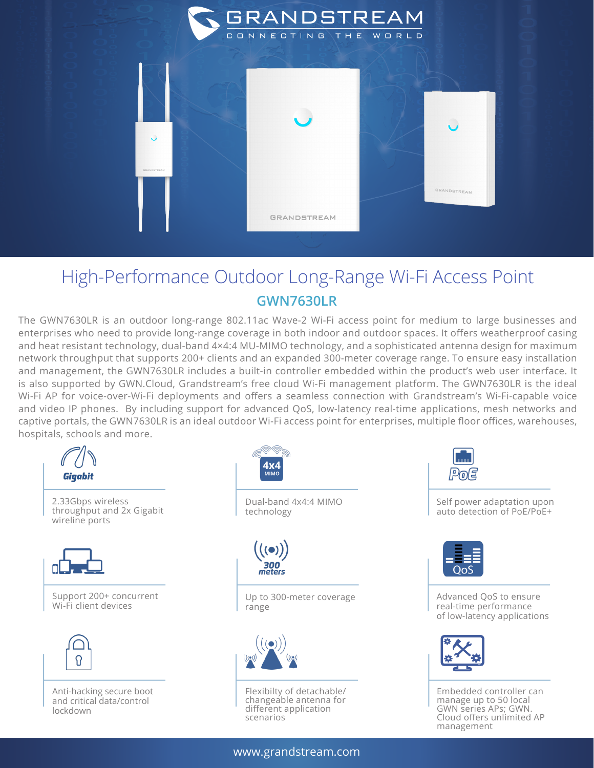GRANDSTREAM

CONNECTING THE WORLD

# High-Performance Outdoor Long-Range Wi-Fi Access Point

## GWN7630LR

The GWN7630LR is an outdoor long-range 802.11ac Wave-2 Wi-Fi access point for medium to large businesses and enterprises who need to provide long-range coverage in both indoor and outdoor spaces. It offers weatherproof casing and heat resistant technology, dual-band 4×4:4 MU-MIMO technology, and a sophisticated antenna design for maximum network throughput that supports 200+ clients and an expanded 300-meter coverage range. To ensure easy installation and management, the GWN7630LR includes a built-in controller embedded within the product's web user interface. It is also supported by GWN.Cloud, Grandstream's free cloud Wi-Fi management platform. The GWN7630LR is the ideal Wi-Fi AP for voice-over-Wi-Fi deployments and offers a seamless connection with Grandstream's Wi-Fi-capable voice and video IP phones. By including support for advanced QoS, low-latency real-time applications, mesh networks and captive portals, the GWN7630LR is an ideal outdoor Wi-Fi access point for enterprises, multiple floor offices, warehouses, hospitals, schools and more.

- **Gigabit** — 2.33Gbps wireless throughput and 2x Gigabit wireline ports
- **4x4 MIMO** — Dual-band 4x4:4 MIMO technology
- **PoE** — Self power adaptation upon auto detection of PoE/PoE+
- Support 200+ concurrent Wi-Fi client devices
- **300 meters** — Up to 300-meter coverage range
- **QoS** — Advanced QoS to ensure real-time performance of low-latency applications
- Anti-hacking secure boot and critical data/control lockdown
- Flexibilty of detachable/ changeable antenna for different application scenarios
- Embedded controller can manage up to 50 local GWN series APs; GWN.Cloud offers unlimited AP management

www.grandstream.com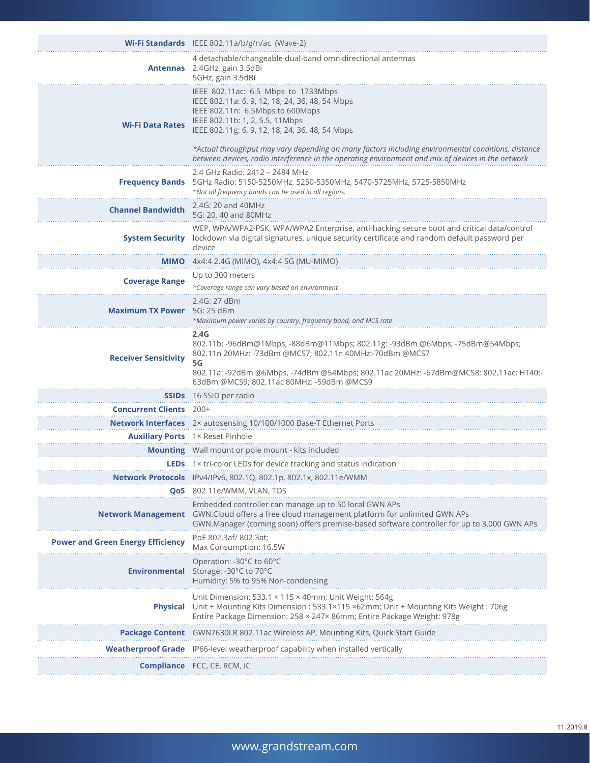| | |
|---|---|
| **Wi-Fi Standards** | IEEE 802.11a/b/g/n/ac (Wave-2) |
| **Antennas** | 4 detachable/changeable dual-band omnidirectional antennas<br>2.4GHz, gain 3.5dBi<br>5GHz, gain 3.5dBi |
| **Wi-Fi Data Rates** | IEEE 802.11ac: 6.5 Mbps to 1733Mbps<br>IEEE 802.11a: 6, 9, 12, 18, 24, 36, 48, 54 Mbps<br>IEEE 802.11n: 6.5Mbps to 600Mbps<br>IEEE 802.11b: 1, 2, 5.5, 11Mbps<br>IEEE 802.11g: 6, 9, 12, 18, 24, 36, 48, 54 Mbps<br><br>*\*Actual throughput may vary depending on many factors including environmental conditions, distance between devices, radio interference in the operating environment and mix of devices in the network* |
| **Frequency Bands** | 2.4 GHz Radio: 2412 – 2484 MHz<br>5GHz Radio: 5150-5250MHz, 5250-5350MHz, 5470-5725MHz, 5725-5850MHz<br>*\*Not all frequency bands can be used in all regions.* |
| **Channel Bandwidth** | 2.4G: 20 and 40MHz<br>5G: 20, 40 and 80MHz |
| **System Security** | WEP, WPA/WPA2-PSK, WPA/WPA2 Enterprise, anti-hacking secure boot and critical data/control lockdown via digital signatures, unique security certificate and random default password per device |
| **MIMO** | 4x4:4 2.4G (MIMO), 4x4:4 5G (MU-MIMO) |
| **Coverage Range** | Up to 300 meters<br>*\*Coverage range can vary based on environment* |
| **Maximum TX Power** | 2.4G: 27 dBm<br>5G: 25 dBm<br>*\*Maximum power varies by country, frequency band, and MCS rate* |
| **Receiver Sensitivity** | **2.4G**<br>802.11b: -96dBm@1Mbps, -88dBm@11Mbps; 802.11g: -93dBm @6Mbps, -75dBm@54Mbps; 802.11n 20MHz: -73dBm @MCS7; 802.11n 40MHz:-70dBm @MCS7<br>**5G**<br>802.11a: -92dBm @6Mbps, -74dBm @54Mbps; 802.11ac 20MHz: -67dBm@MCS8; 802.11ac: HT40:-63dBm @MCS9; 802.11ac 80MHz: -59dBm @MCS9 |
| **SSIDs** | 16 SSID per radio |
| **Concurrent Clients** | 200+ |
| **Network Interfaces** | 2× autosensing 10/100/1000 Base-T Ethernet Ports |
| **Auxiliary Ports** | 1× Reset Pinhole |
| **Mounting** | Wall mount or pole mount - kits included |
| **LEDs** | 1× tri-color LEDs for device tracking and status indication |
| **Network Protocols** | IPv4/IPv6, 802.1Q, 802.1p, 802.1x, 802.11e/WMM |
| **QoS** | 802.11e/WMM, VLAN, TOS |
| **Network Management** | Embedded controller can manage up to 50 local GWN APs<br>GWN.Cloud offers a free cloud management platform for unlimited GWN APs<br>GWN.Manager (coming soon) offers premise-based software controller for up to 3,000 GWN APs |
| **Power and Green Energy Efficiency** | PoE 802.3af/ 802.3at;<br>Max Consumption: 16.5W |
| **Environmental** | Operation: -30°C to 60°C<br>Storage: -30°C to 70°C<br>Humidity: 5% to 95% Non-condensing |
| **Physical** | Unit Dimension: 533.1 × 115 × 40mm; Unit Weight: 564g<br>Unit + Mounting Kits Dimension : 533.1×115 ×62mm; Unit + Mounting Kits Weight : 706g<br>Entire Package Dimension: 258 × 247× 86mm; Entire Package Weight: 978g |
| **Package Content** | GWN7630LR 802.11ac Wireless AP, Mounting Kits, Quick Start Guide |
| **Weatherproof Grade** | IP66-level weatherproof capability when installed vertically |
| **Compliance** | FCC, CE, RCM, IC |

11.2019.8

www.grandstream.com